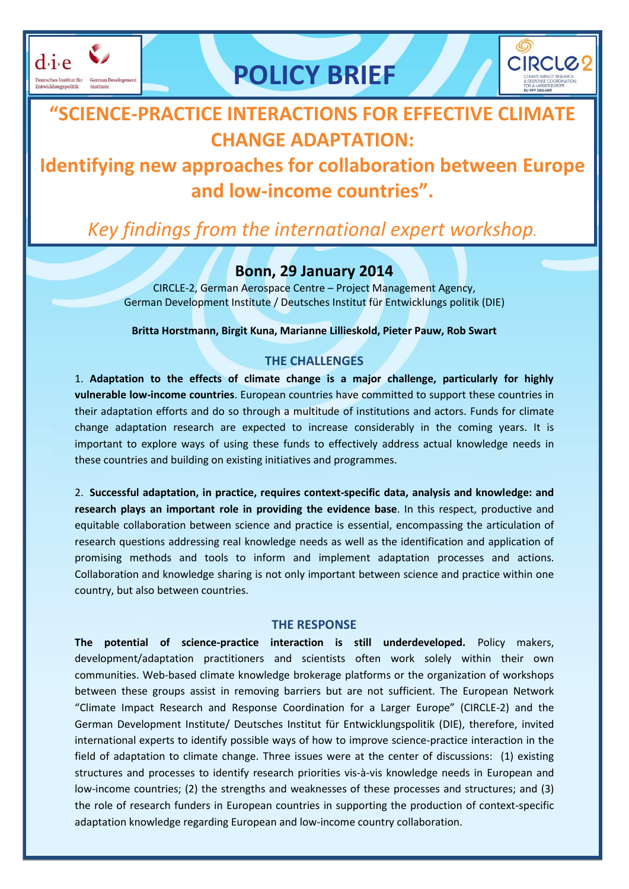# POLICY BRIEF

# "SCIENCE-PRACTICE INTERACTIONS FOR EFFECTIVE CLIMATE CHANGE ADAPTATION: Identifying new approaches for collaboration between Europe and low-income countries".

*Key findings from the international expert workshop.*

**Bonn, 29 January 2014**

CIRCLE-2, German Aerospace Centre – Project Management Agency, German Development Institute / Deutsches Institut für Entwicklungs politik (DIE)

**Britta Horstmann, Birgit Kuna, Marianne Lillieskold, Pieter Pauw, Rob Swart**

## THE CHALLENGES

1. **Adaptation to the effects of climate change is a major challenge, particularly for highly vulnerable low-income countries**. European countries have committed to support these countries in their adaptation efforts and do so through a multitude of institutions and actors. Funds for climate change adaptation research are expected to increase considerably in the coming years. It is important to explore ways of using these funds to effectively address actual knowledge needs in these countries and building on existing initiatives and programmes.

2. **Successful adaptation, in practice, requires context-specific data, analysis and knowledge: and research plays an important role in providing the evidence base**. In this respect, productive and equitable collaboration between science and practice is essential, encompassing the articulation of research questions addressing real knowledge needs as well as the identification and application of promising methods and tools to inform and implement adaptation processes and actions. Collaboration and knowledge sharing is not only important between science and practice within one country, but also between countries.

## THE RESPONSE

**The potential of science-practice interaction is still underdeveloped.** Policy makers, development/adaptation practitioners and scientists often work solely within their own communities. Web-based climate knowledge brokerage platforms or the organization of workshops between these groups assist in removing barriers but are not sufficient. The European Network "Climate Impact Research and Response Coordination for a Larger Europe" (CIRCLE-2) and the German Development Institute/ Deutsches Institut für Entwicklungspolitik (DIE), therefore, invited international experts to identify possible ways of how to improve science-practice interaction in the field of adaptation to climate change. Three issues were at the center of discussions: (1) existing structures and processes to identify research priorities vis-à-vis knowledge needs in European and low-income countries; (2) the strengths and weaknesses of these processes and structures; and (3) the role of research funders in European countries in supporting the production of context-specific adaptation knowledge regarding European and low-income country collaboration.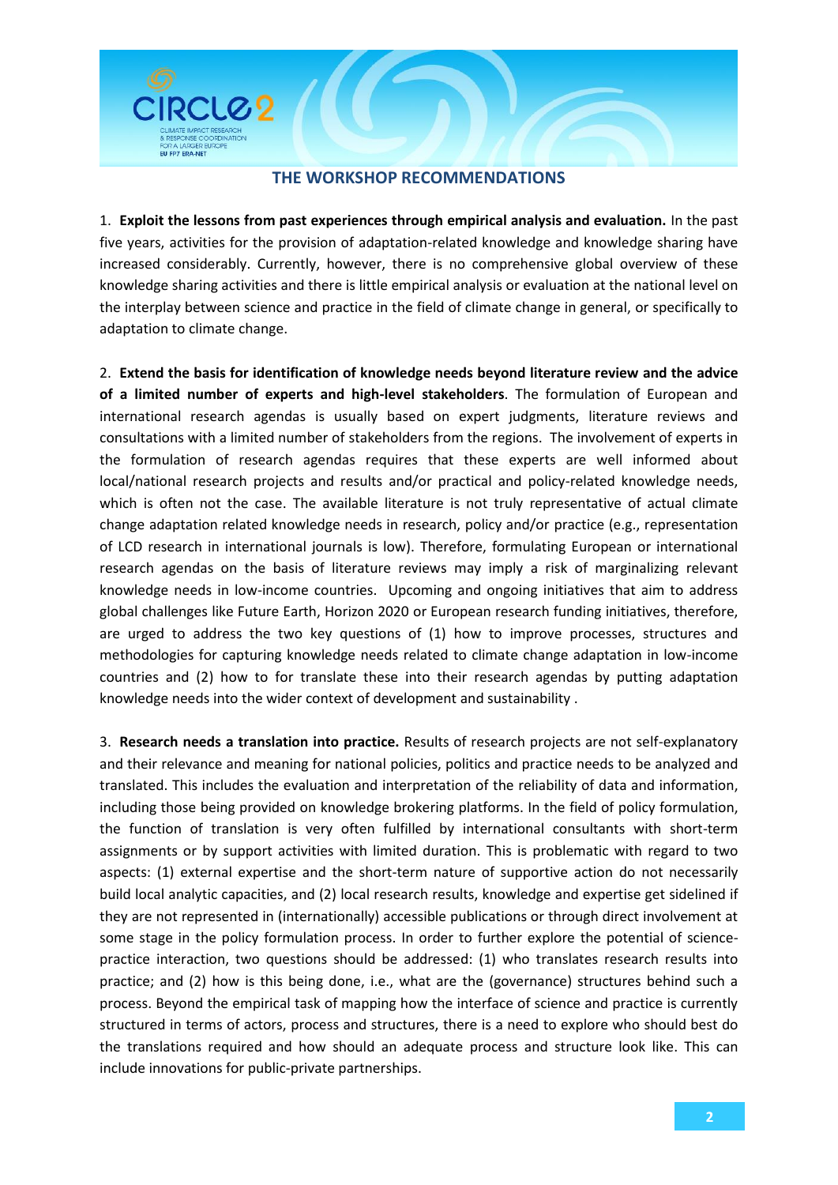## THE WORKSHOP RECOMMENDATIONS

1. **Exploit the lessons from past experiences through empirical analysis and evaluation.** In the past five years, activities for the provision of adaptation-related knowledge and knowledge sharing have increased considerably. Currently, however, there is no comprehensive global overview of these knowledge sharing activities and there is little empirical analysis or evaluation at the national level on the interplay between science and practice in the field of climate change in general, or specifically to adaptation to climate change.

2. **Extend the basis for identification of knowledge needs beyond literature review and the advice of a limited number of experts and high-level stakeholders**. The formulation of European and international research agendas is usually based on expert judgments, literature reviews and consultations with a limited number of stakeholders from the regions. The involvement of experts in the formulation of research agendas requires that these experts are well informed about local/national research projects and results and/or practical and policy-related knowledge needs, which is often not the case. The available literature is not truly representative of actual climate change adaptation related knowledge needs in research, policy and/or practice (e.g., representation of LCD research in international journals is low). Therefore, formulating European or international research agendas on the basis of literature reviews may imply a risk of marginalizing relevant knowledge needs in low-income countries. Upcoming and ongoing initiatives that aim to address global challenges like Future Earth, Horizon 2020 or European research funding initiatives, therefore, are urged to address the two key questions of (1) how to improve processes, structures and methodologies for capturing knowledge needs related to climate change adaptation in low-income countries and (2) how to for translate these into their research agendas by putting adaptation knowledge needs into the wider context of development and sustainability .

3. **Research needs a translation into practice.** Results of research projects are not self-explanatory and their relevance and meaning for national policies, politics and practice needs to be analyzed and translated. This includes the evaluation and interpretation of the reliability of data and information, including those being provided on knowledge brokering platforms. In the field of policy formulation, the function of translation is very often fulfilled by international consultants with short-term assignments or by support activities with limited duration. This is problematic with regard to two aspects: (1) external expertise and the short-term nature of supportive action do not necessarily build local analytic capacities, and (2) local research results, knowledge and expertise get sidelined if they are not represented in (internationally) accessible publications or through direct involvement at some stage in the policy formulation process. In order to further explore the potential of science-practice interaction, two questions should be addressed: (1) who translates research results into practice; and (2) how is this being done, i.e., what are the (governance) structures behind such a process. Beyond the empirical task of mapping how the interface of science and practice is currently structured in terms of actors, process and structures, there is a need to explore who should best do the translations required and how should an adequate process and structure look like. This can include innovations for public-private partnerships.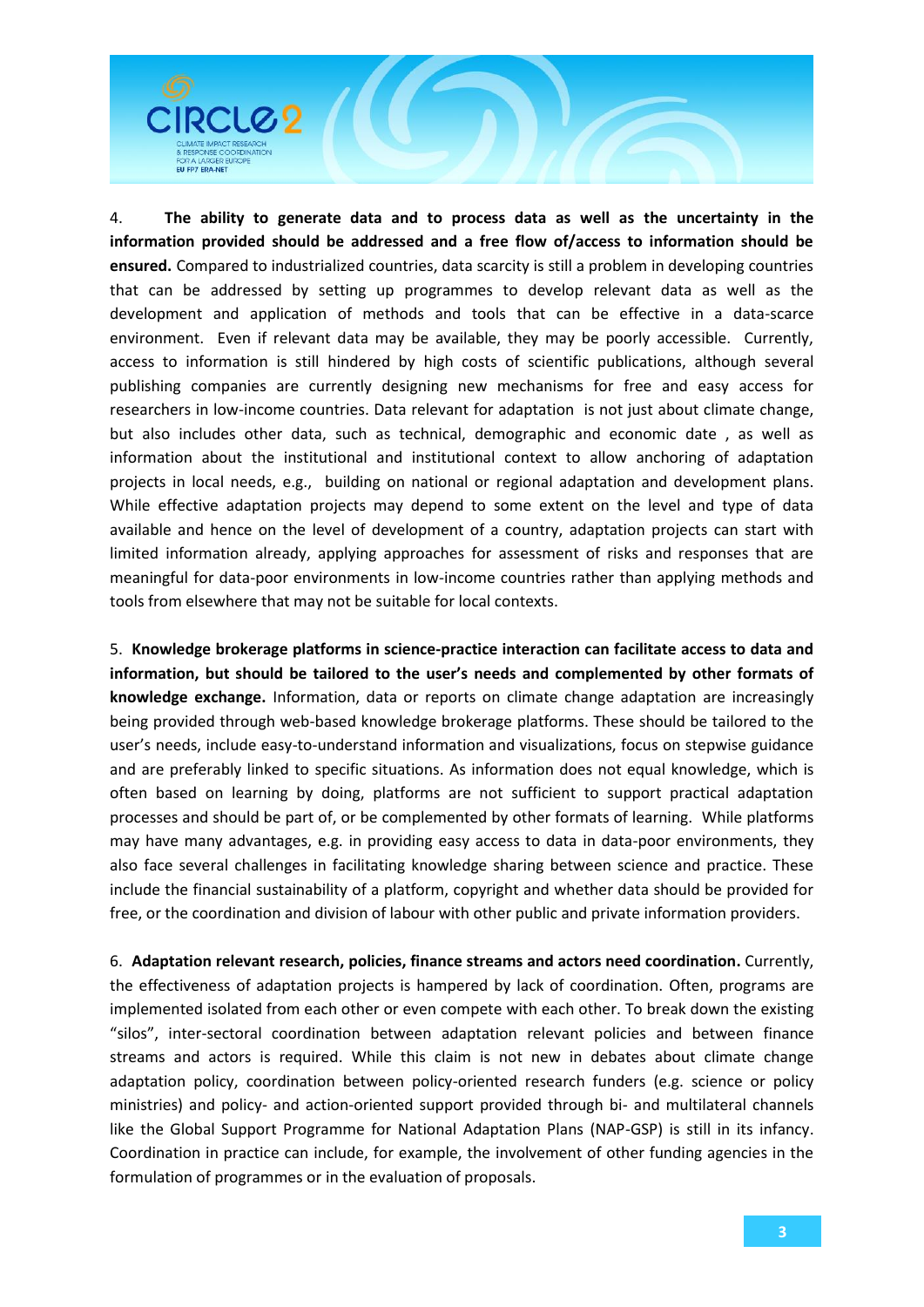4. **The ability to generate data and to process data as well as the uncertainty in the information provided should be addressed and a free flow of/access to information should be ensured.** Compared to industrialized countries, data scarcity is still a problem in developing countries that can be addressed by setting up programmes to develop relevant data as well as the development and application of methods and tools that can be effective in a data-scarce environment. Even if relevant data may be available, they may be poorly accessible. Currently, access to information is still hindered by high costs of scientific publications, although several publishing companies are currently designing new mechanisms for free and easy access for researchers in low-income countries. Data relevant for adaptation is not just about climate change, but also includes other data, such as technical, demographic and economic date , as well as information about the institutional and institutional context to allow anchoring of adaptation projects in local needs, e.g., building on national or regional adaptation and development plans. While effective adaptation projects may depend to some extent on the level and type of data available and hence on the level of development of a country, adaptation projects can start with limited information already, applying approaches for assessment of risks and responses that are meaningful for data-poor environments in low-income countries rather than applying methods and tools from elsewhere that may not be suitable for local contexts.

5. **Knowledge brokerage platforms in science-practice interaction can facilitate access to data and information, but should be tailored to the user's needs and complemented by other formats of knowledge exchange.** Information, data or reports on climate change adaptation are increasingly being provided through web-based knowledge brokerage platforms. These should be tailored to the user's needs, include easy-to-understand information and visualizations, focus on stepwise guidance and are preferably linked to specific situations. As information does not equal knowledge, which is often based on learning by doing, platforms are not sufficient to support practical adaptation processes and should be part of, or be complemented by other formats of learning. While platforms may have many advantages, e.g. in providing easy access to data in data-poor environments, they also face several challenges in facilitating knowledge sharing between science and practice. These include the financial sustainability of a platform, copyright and whether data should be provided for free, or the coordination and division of labour with other public and private information providers.

6. **Adaptation relevant research, policies, finance streams and actors need coordination.** Currently, the effectiveness of adaptation projects is hampered by lack of coordination. Often, programs are implemented isolated from each other or even compete with each other. To break down the existing "silos", inter-sectoral coordination between adaptation relevant policies and between finance streams and actors is required. While this claim is not new in debates about climate change adaptation policy, coordination between policy-oriented research funders (e.g. science or policy ministries) and policy- and action-oriented support provided through bi- and multilateral channels like the Global Support Programme for National Adaptation Plans (NAP-GSP) is still in its infancy. Coordination in practice can include, for example, the involvement of other funding agencies in the formulation of programmes or in the evaluation of proposals.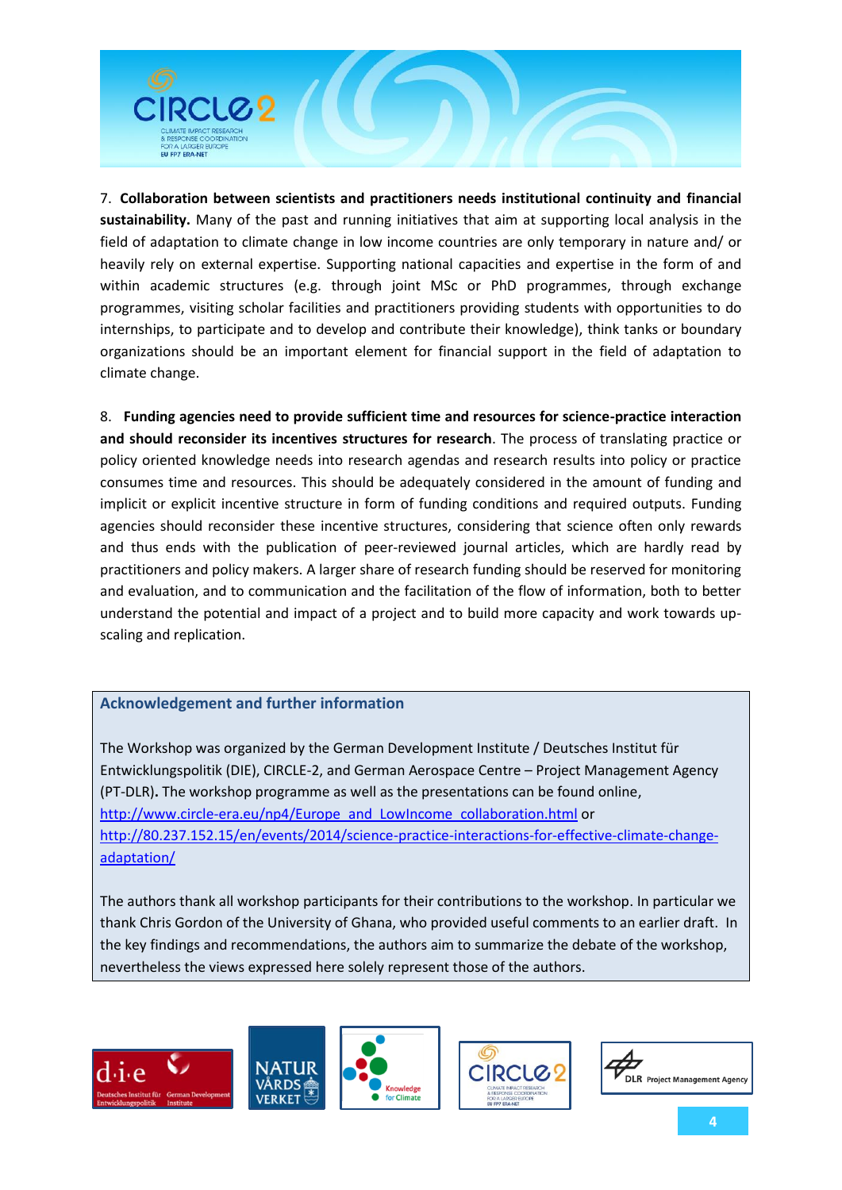7. **Collaboration between scientists and practitioners needs institutional continuity and financial sustainability.** Many of the past and running initiatives that aim at supporting local analysis in the field of adaptation to climate change in low income countries are only temporary in nature and/ or heavily rely on external expertise. Supporting national capacities and expertise in the form of and within academic structures (e.g. through joint MSc or PhD programmes, through exchange programmes, visiting scholar facilities and practitioners providing students with opportunities to do internships, to participate and to develop and contribute their knowledge), think tanks or boundary organizations should be an important element for financial support in the field of adaptation to climate change.

8. **Funding agencies need to provide sufficient time and resources for science-practice interaction and should reconsider its incentives structures for research**. The process of translating practice or policy oriented knowledge needs into research agendas and research results into policy or practice consumes time and resources. This should be adequately considered in the amount of funding and implicit or explicit incentive structure in form of funding conditions and required outputs. Funding agencies should reconsider these incentive structures, considering that science often only rewards and thus ends with the publication of peer-reviewed journal articles, which are hardly read by practitioners and policy makers. A larger share of research funding should be reserved for monitoring and evaluation, and to communication and the facilitation of the flow of information, both to better understand the potential and impact of a project and to build more capacity and work towards up-scaling and replication.

### Acknowledgement and further information

The Workshop was organized by the German Development Institute / Deutsches Institut für Entwicklungspolitik (DIE), CIRCLE-2, and German Aerospace Centre – Project Management Agency (PT-DLR). The workshop programme as well as the presentations can be found online, http://www.circle-era.eu/np4/Europe_and_LowIncome_collaboration.html or http://80.237.152.15/en/events/2014/science-practice-interactions-for-effective-climate-change-adaptation/

The authors thank all workshop participants for their contributions to the workshop. In particular we thank Chris Gordon of the University of Ghana, who provided useful comments to an earlier draft. In the key findings and recommendations, the authors aim to summarize the debate of the workshop, nevertheless the views expressed here solely represent those of the authors.